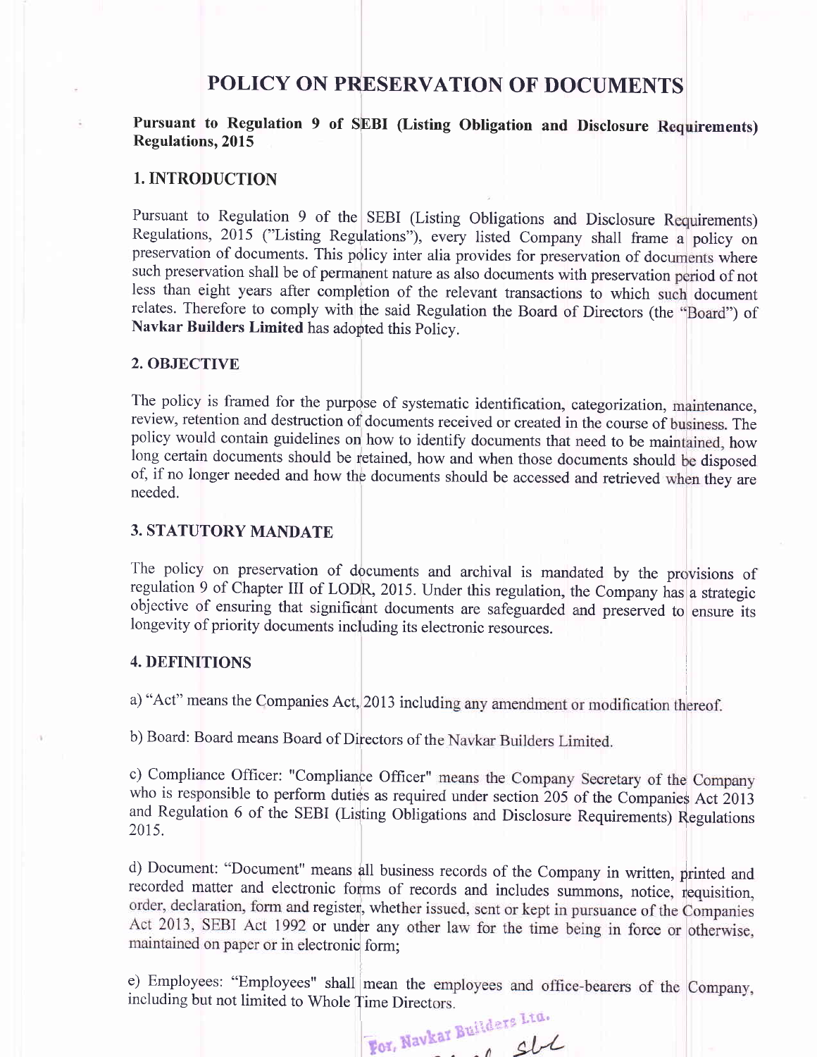# POLICY ON PRESERVATION OF DOCUMENTS

**Pursuant to Regulation 9 of SEBI (Listing Obligation and Disclosure Requirements) Regulations, 2015**

## 1. INTRODUCTION

Pursuant to Regulation 9 of the SEBI (Listing Obligations and Disclosure Requirements) Regulations, 2015 ("Listing Regulations"), every listed Company shall frame a policy on preservation of documents. This policy inter alia provides for preservation of documents where such preservation shall be of permanent nature as also documents with preservation period of not less than eight years after completion of the relevant transactions to which such document relates. Therefore to comply with the said Regulation the Board of Directors (the "Board") of **Navkar Builders Limited** has adopted this Policy.

## 2. OBJECTIVE

The policy is framed for the purpose of systematic identification, categorization, maintenance, review, retention and destruction of documents received or created in the course of business. The policy would contain guidelines on how to identify documents that need to be maintained, how long certain documents should be retained, how and when those documents should be disposed of, if no longer needed and how the documents should be accessed and retrieved when they are needed.

## 3. STATUTORY MANDATE

The policy on preservation of documents and archival is mandated by the provisions of regulation 9 of Chapter III of LODR, 2015. Under this regulation, the Company has a strategic objective of ensuring that significant documents are safeguarded and preserved to ensure its longevity of priority documents including its electronic resources.

## 4. DEFINITIONS

a) "Act" means the Companies Act, 2013 including any amendment or modification thereof.

b) Board: Board means Board of Directors of the Navkar Builders Limited.

c) Compliance Officer: "Compliance Officer" means the Company Secretary of the Company who is responsible to perform duties as required under section 205 of the Companies Act 2013 and Regulation 6 of the SEBI (Listing Obligations and Disclosure Requirements) Regulations 2015.

d) Document: "Document" means all business records of the Company in written, printed and recorded matter and electronic forms of records and includes summons, notice, requisition, order, declaration, form and register, whether issued, sent or kept in pursuance of the Companies Act 2013, SEBI Act 1992 or under any other law for the time being in force or otherwise, maintained on paper or in electronic form;

e) Employees: "Employees" shall mean the employees and office-bearers of the Company, including but not limited to Whole Time Directors.

For, Navkar Builders Ltd.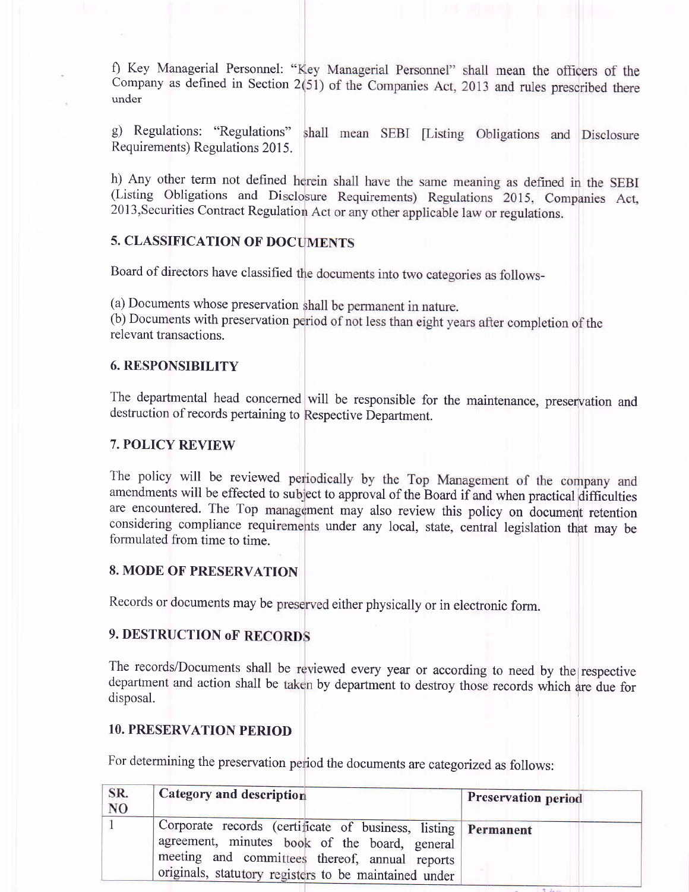f) Key Managerial Personnel: "Key Managerial Personnel" shall mean the officers of the Company as defined in Section 2(51) of the Companies Act, 2013 and rules prescribed there under

g) Regulations: "Regulations" shall mean SEBI [Listing Obligations and Disclosure Requirements) Regulations 2015.

h) Any other term not defined herein shall have the same meaning as defined in the SEBI (Listing Obligations and Disclosure Requirements) Regulations 2015, Companies Act, 2013,Securities Contract Regulation Act or any other applicable law or regulations.

## 5. CLASSIFICATION OF DOCUMENTS

Board of directors have classified the documents into two categories as follows-

(a) Documents whose preservation shall be permanent in nature.
(b) Documents with preservation period of not less than eight years after completion of the relevant transactions.

## 6. RESPONSIBILITY

The departmental head concerned will be responsible for the maintenance, preservation and destruction of records pertaining to Respective Department.

## 7. POLICY REVIEW

The policy will be reviewed periodically by the Top Management of the company and amendments will be effected to subject to approval of the Board if and when practical difficulties are encountered. The Top management may also review this policy on document retention considering compliance requirements under any local, state, central legislation that may be formulated from time to time.

## 8. MODE OF PRESERVATION

Records or documents may be preserved either physically or in electronic form.

## 9. DESTRUCTION oF RECORDS

The records/Documents shall be reviewed every year or according to need by the respective department and action shall be taken by department to destroy those records which are due for disposal.

## 10. PRESERVATION PERIOD

For determining the preservation period the documents are categorized as follows:

| SR. NO | Category and description | Preservation period |
|---|---|---|
| 1 | Corporate records (certificate of business, listing agreement, minutes book of the board, general meeting and committees thereof, annual reports originals, statutory registers to be maintained under | **Permanent** |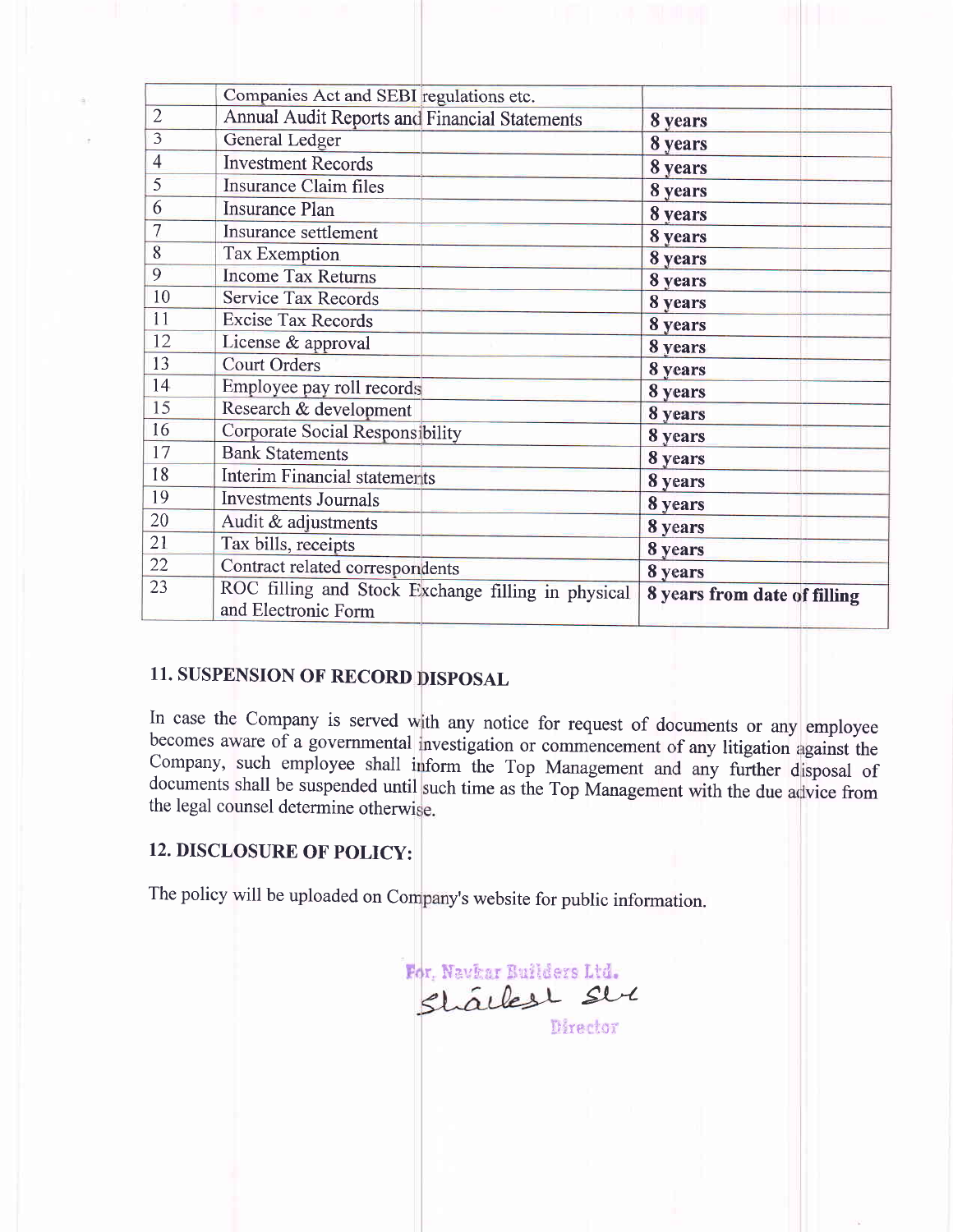| | | |
|---|---|---|
| | Companies Act and SEBI regulations etc. | |
| 2 | Annual Audit Reports and Financial Statements | **8 years** |
| 3 | General Ledger | **8 years** |
| 4 | Investment Records | **8 years** |
| 5 | Insurance Claim files | **8 years** |
| 6 | Insurance Plan | **8 years** |
| 7 | Insurance settlement | **8 years** |
| 8 | Tax Exemption | **8 years** |
| 9 | Income Tax Returns | **8 years** |
| 10 | Service Tax Records | **8 years** |
| 11 | Excise Tax Records | **8 years** |
| 12 | License & approval | **8 years** |
| 13 | Court Orders | **8 years** |
| 14 | Employee pay roll records | **8 years** |
| 15 | Research & development | **8 years** |
| 16 | Corporate Social Responsibility | **8 years** |
| 17 | Bank Statements | **8 years** |
| 18 | Interim Financial statements | **8 years** |
| 19 | Investments Journals | **8 years** |
| 20 | Audit & adjustments | **8 years** |
| 21 | Tax bills, receipts | **8 years** |
| 22 | Contract related correspondents | **8 years** |
| 23 | ROC filling and Stock Exchange filling in physical and Electronic Form | **8 years from date of filling** |

## 11. SUSPENSION OF RECORD DISPOSAL

In case the Company is served with any notice for request of documents or any employee becomes aware of a governmental investigation or commencement of any litigation against the Company, such employee shall inform the Top Management and any further disposal of documents shall be suspended until such time as the Top Management with the due advice from the legal counsel determine otherwise.

## 12. DISCLOSURE OF POLICY:

The policy will be uploaded on Company's website for public information.

For, Navkar Builders Ltd.

Director